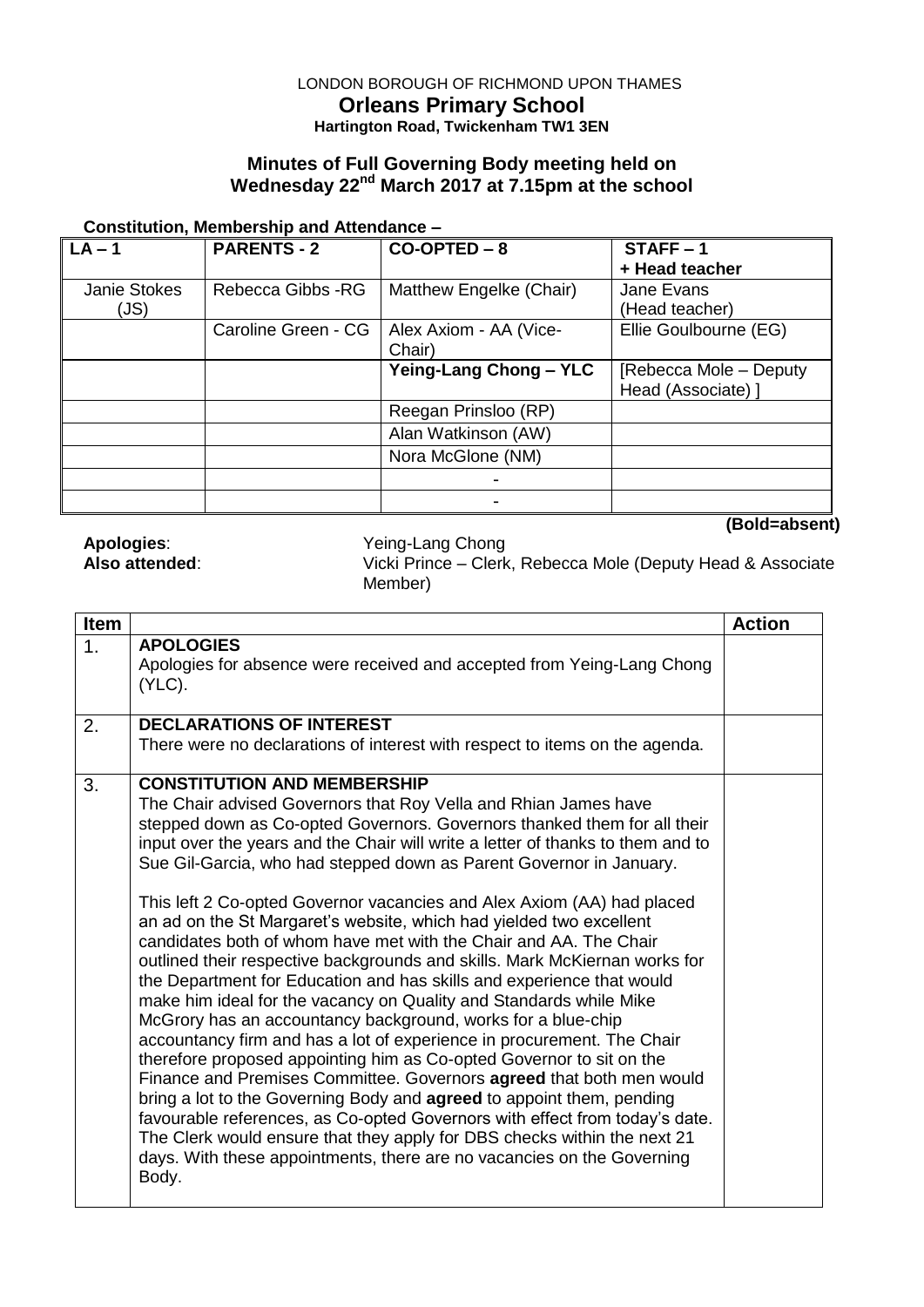LONDON BOROUGH OF RICHMOND UPON THAMES

# Orleans Primary School

**Hartington Road, Twickenham TW1 3EN**

## Minutes of Full Governing Body meeting held on Wednesday 22nd March 2017 at 7.15pm at the school

**Constitution, Membership and Attendance –**

| LA – 1 | PARENTS - 2 | CO-OPTED – 8 | STAFF – 1 + Head teacher |
|---|---|---|---|
| Janie Stokes (JS) | Rebecca Gibbs -RG | Matthew Engelke (Chair) | Jane Evans (Head teacher) |
| | Caroline Green - CG | Alex Axiom - AA (Vice-Chair) | Ellie Goulbourne (EG) |
| | | **Yeing-Lang Chong – YLC** | [Rebecca Mole – Deputy Head (Associate) ] |
| | | Reegan Prinsloo (RP) | |
| | | Alan Watkinson (AW) | |
| | | Nora McGlone (NM) | |
| | | - | |
| | | - | |

**(Bold=absent)**

**Apologies**: Yeing-Lang Chong

**Also attended**: Vicki Prince – Clerk, Rebecca Mole (Deputy Head & Associate Member)

| Item | | Action |
|---|---|---|
| 1. | **APOLOGIES**<br>Apologies for absence were received and accepted from Yeing-Lang Chong (YLC). | |
| 2. | **DECLARATIONS OF INTEREST**<br>There were no declarations of interest with respect to items on the agenda. | |
| 3. | **CONSTITUTION AND MEMBERSHIP**<br>The Chair advised Governors that Roy Vella and Rhian James have stepped down as Co-opted Governors. Governors thanked them for all their input over the years and the Chair will write a letter of thanks to them and to Sue Gil-Garcia, who had stepped down as Parent Governor in January.<br><br>This left 2 Co-opted Governor vacancies and Alex Axiom (AA) had placed an ad on the St Margaret's website, which had yielded two excellent candidates both of whom have met with the Chair and AA. The Chair outlined their respective backgrounds and skills. Mark McKiernan works for the Department for Education and has skills and experience that would make him ideal for the vacancy on Quality and Standards while Mike McGrory has an accountancy background, works for a blue-chip accountancy firm and has a lot of experience in procurement. The Chair therefore proposed appointing him as Co-opted Governor to sit on the Finance and Premises Committee. Governors **agreed** that both men would bring a lot to the Governing Body and **agreed** to appoint them, pending favourable references, as Co-opted Governors with effect from today's date. The Clerk would ensure that they apply for DBS checks within the next 21 days. With these appointments, there are no vacancies on the Governing Body. | |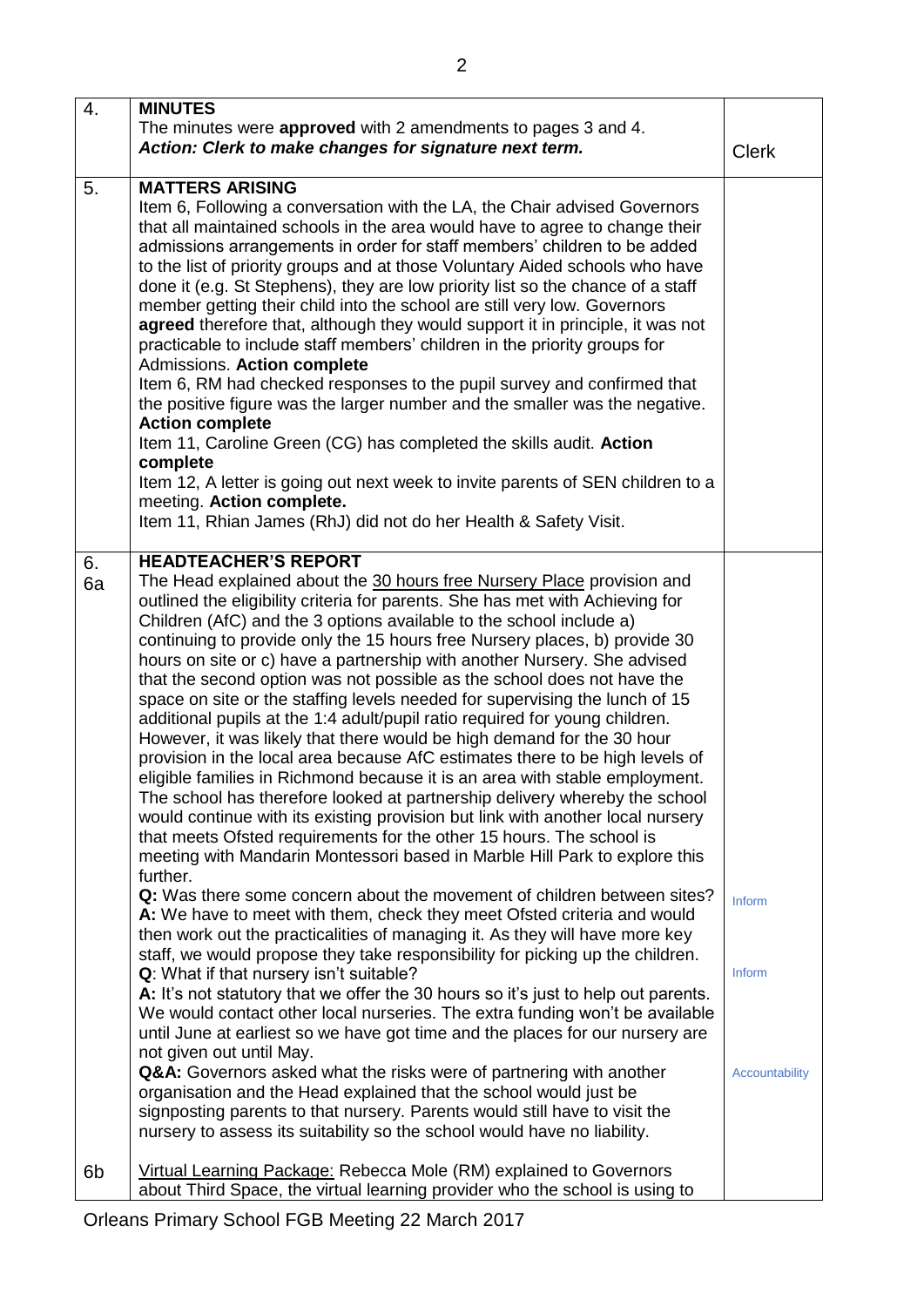| | | |
|---|---|---|
| 4. | **MINUTES**<br>The minutes were **approved** with 2 amendments to pages 3 and 4.<br>***Action: Clerk to make changes for signature next term.*** | Clerk |
| 5. | **MATTERS ARISING**<br>Item 6, Following a conversation with the LA, the Chair advised Governors that all maintained schools in the area would have to agree to change their admissions arrangements in order for staff members' children to be added to the list of priority groups and at those Voluntary Aided schools who have done it (e.g. St Stephens), they are low priority list so the chance of a staff member getting their child into the school are still very low. Governors **agreed** therefore that, although they would support it in principle, it was not practicable to include staff members' children in the priority groups for Admissions. **Action complete**<br>Item 6, RM had checked responses to the pupil survey and confirmed that the positive figure was the larger number and the smaller was the negative. **Action complete**<br>Item 11, Caroline Green (CG) has completed the skills audit. **Action complete**<br>Item 12, A letter is going out next week to invite parents of SEN children to a meeting. **Action complete.**<br>Item 11, Rhian James (RhJ) did not do her Health & Safety Visit. | |
| 6.<br>6a | **HEADTEACHER'S REPORT**<br>The Head explained about the <u>30 hours free Nursery Place</u> provision and outlined the eligibility criteria for parents. She has met with Achieving for Children (AfC) and the 3 options available to the school include a) continuing to provide only the 15 hours free Nursery places, b) provide 30 hours on site or c) have a partnership with another Nursery. She advised that the second option was not possible as the school does not have the space on site or the staffing levels needed for supervising the lunch of 15 additional pupils at the 1:4 adult/pupil ratio required for young children. However, it was likely that there would be high demand for the 30 hour provision in the local area because AfC estimates there to be high levels of eligible families in Richmond because it is an area with stable employment. The school has therefore looked at partnership delivery whereby the school would continue with its existing provision but link with another local nursery that meets Ofsted requirements for the other 15 hours. The school is meeting with Mandarin Montessori based in Marble Hill Park to explore this further. | |
| | **Q:** Was there some concern about the movement of children between sites?<br>**A:** We have to meet with them, check they meet Ofsted criteria and would then work out the practicalities of managing it. As they will have more key staff, we would propose they take responsibility for picking up the children. | Inform |
| | **Q**: What if that nursery isn't suitable?<br>**A:** It's not statutory that we offer the 30 hours so it's just to help out parents. We would contact other local nurseries. The extra funding won't be available until June at earliest so we have got time and the places for our nursery are not given out until May. | Inform |
| | **Q&A:** Governors asked what the risks were of partnering with another organisation and the Head explained that the school would just be signposting parents to that nursery. Parents would still have to visit the nursery to assess its suitability so the school would have no liability. | Accountability |
| 6b | <u>Virtual Learning Package:</u> Rebecca Mole (RM) explained to Governors about Third Space, the virtual learning provider who the school is using to | |

Orleans Primary School FGB Meeting 22 March 2017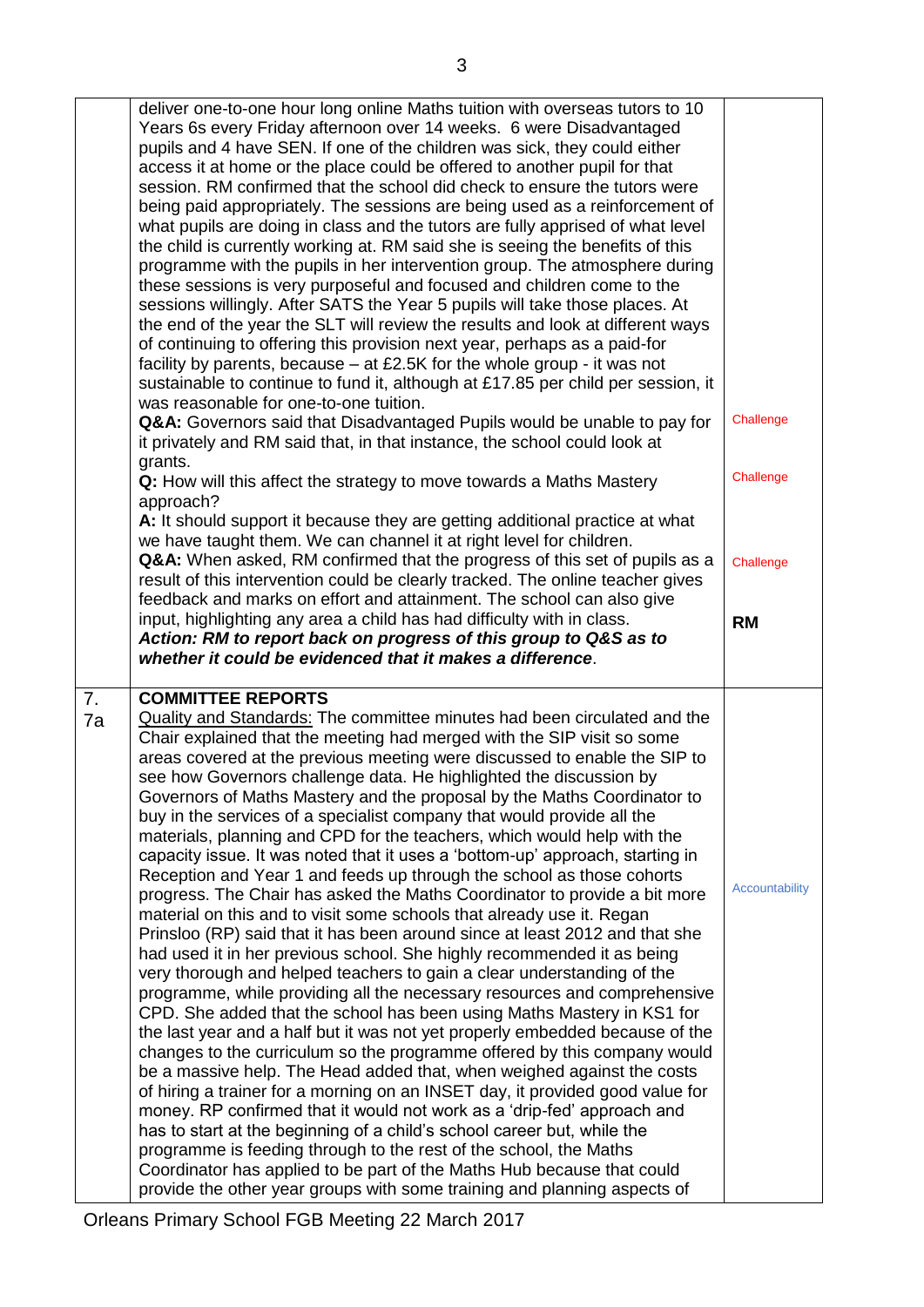| | | |
|---|---|---|
| | deliver one-to-one hour long online Maths tuition with overseas tutors to 10 Years 6s every Friday afternoon over 14 weeks. 6 were Disadvantaged pupils and 4 have SEN. If one of the children was sick, they could either access it at home or the place could be offered to another pupil for that session. RM confirmed that the school did check to ensure the tutors were being paid appropriately. The sessions are being used as a reinforcement of what pupils are doing in class and the tutors are fully apprised of what level the child is currently working at. RM said she is seeing the benefits of this programme with the pupils in her intervention group. The atmosphere during these sessions is very purposeful and focused and children come to the sessions willingly. After SATS the Year 5 pupils will take those places. At the end of the year the SLT will review the results and look at different ways of continuing to offering this provision next year, perhaps as a paid-for facility by parents, because – at £2.5K for the whole group - it was not sustainable to continue to fund it, although at £17.85 per child per session, it was reasonable for one-to-one tuition.<br>**Q&A:** Governors said that Disadvantaged Pupils would be unable to pay for it privately and RM said that, in that instance, the school could look at grants.<br>**Q:** How will this affect the strategy to move towards a Maths Mastery approach?<br>**A:** It should support it because they are getting additional practice at what we have taught them. We can channel it at right level for children.<br>**Q&A:** When asked, RM confirmed that the progress of this set of pupils as a result of this intervention could be clearly tracked. The online teacher gives feedback and marks on effort and attainment. The school can also give input, highlighting any area a child has had difficulty with in class.<br>***Action: RM to report back on progress of this group to Q&S as to whether it could be evidenced that it makes a difference*.** | Challenge<br><br>Challenge<br><br>Challenge<br><br>**RM** |
| 7.<br>7a | **COMMITTEE REPORTS**<br>Quality and Standards: The committee minutes had been circulated and the Chair explained that the meeting had merged with the SIP visit so some areas covered at the previous meeting were discussed to enable the SIP to see how Governors challenge data. He highlighted the discussion by Governors of Maths Mastery and the proposal by the Maths Coordinator to buy in the services of a specialist company that would provide all the materials, planning and CPD for the teachers, which would help with the capacity issue. It was noted that it uses a 'bottom-up' approach, starting in Reception and Year 1 and feeds up through the school as those cohorts progress. The Chair has asked the Maths Coordinator to provide a bit more material on this and to visit some schools that already use it. Regan Prinsloo (RP) said that it has been around since at least 2012 and that she had used it in her previous school. She highly recommended it as being very thorough and helped teachers to gain a clear understanding of the programme, while providing all the necessary resources and comprehensive CPD. She added that the school has been using Maths Mastery in KS1 for the last year and a half but it was not yet properly embedded because of the changes to the curriculum so the programme offered by this company would be a massive help. The Head added that, when weighed against the costs of hiring a trainer for a morning on an INSET day, it provided good value for money. RP confirmed that it would not work as a 'drip-fed' approach and has to start at the beginning of a child's school career but, while the programme is feeding through to the rest of the school, the Maths Coordinator has applied to be part of the Maths Hub because that could provide the other year groups with some training and planning aspects of | Accountability |

Orleans Primary School FGB Meeting 22 March 2017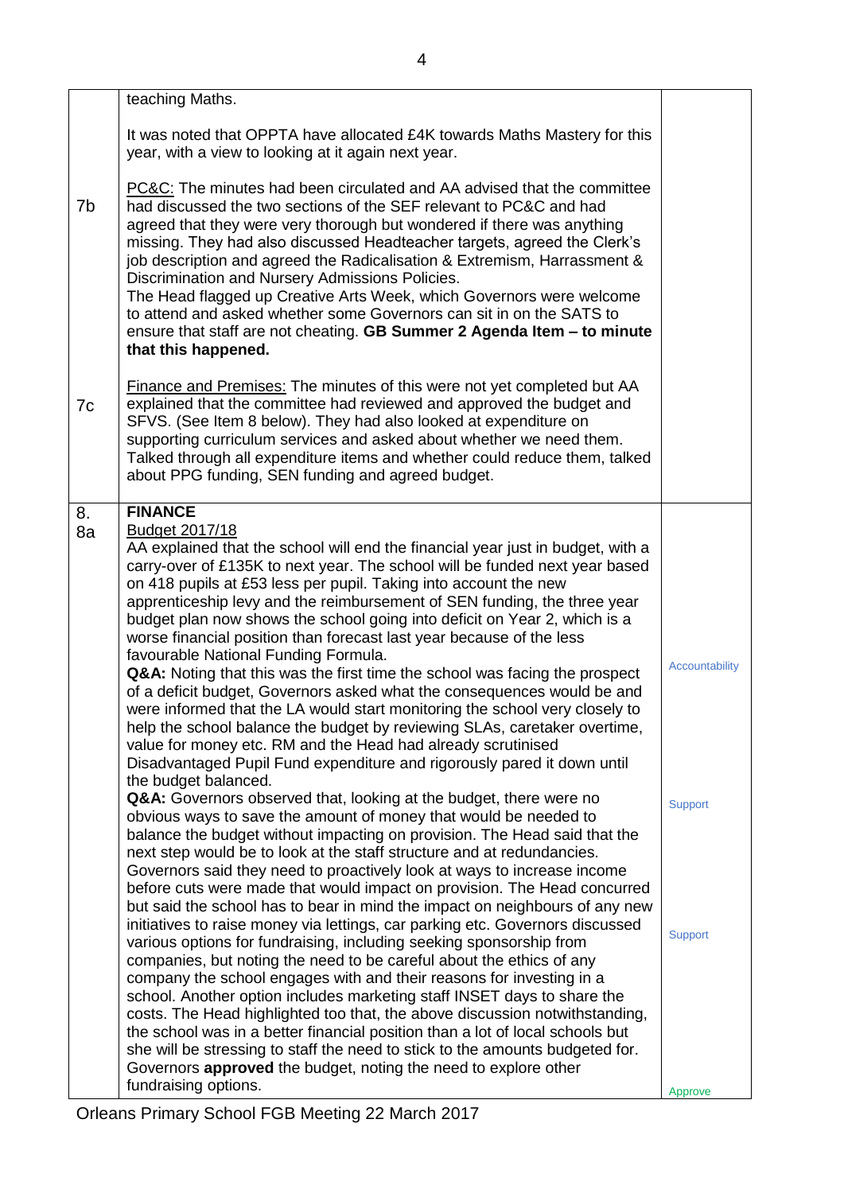| | | |
|---|---|---|
| | teaching Maths.<br><br>It was noted that OPPTA have allocated £4K towards Maths Mastery for this year, with a view to looking at it again next year. | |
| 7b | PC&C: The minutes had been circulated and AA advised that the committee had discussed the two sections of the SEF relevant to PC&C and had agreed that they were very thorough but wondered if there was anything missing. They had also discussed Headteacher targets, agreed the Clerk's job description and agreed the Radicalisation & Extremism, Harrassment & Discrimination and Nursery Admissions Policies.<br>The Head flagged up Creative Arts Week, which Governors were welcome to attend and asked whether some Governors can sit in on the SATS to ensure that staff are not cheating. **GB Summer 2 Agenda Item – to minute that this happened.** | |
| 7c | Finance and Premises: The minutes of this were not yet completed but AA explained that the committee had reviewed and approved the budget and SFVS. (See Item 8 below). They had also looked at expenditure on supporting curriculum services and asked about whether we need them. Talked through all expenditure items and whether could reduce them, talked about PPG funding, SEN funding and agreed budget. | |
| 8.<br>8a | **FINANCE**<br>Budget 2017/18<br>AA explained that the school will end the financial year just in budget, with a carry-over of £135K to next year. The school will be funded next year based on 418 pupils at £53 less per pupil. Taking into account the new apprenticeship levy and the reimbursement of SEN funding, the three year budget plan now shows the school going into deficit on Year 2, which is a worse financial position than forecast last year because of the less favourable National Funding Formula.<br>**Q&A:** Noting that this was the first time the school was facing the prospect of a deficit budget, Governors asked what the consequences would be and were informed that the LA would start monitoring the school very closely to help the school balance the budget by reviewing SLAs, caretaker overtime, value for money etc. RM and the Head had already scrutinised Disadvantaged Pupil Fund expenditure and rigorously pared it down until the budget balanced.<br>**Q&A:** Governors observed that, looking at the budget, there were no obvious ways to save the amount of money that would be needed to balance the budget without impacting on provision. The Head said that the next step would be to look at the staff structure and at redundancies. Governors said they need to proactively look at ways to increase income before cuts were made that would impact on provision. The Head concurred but said the school has to bear in mind the impact on neighbours of any new initiatives to raise money via lettings, car parking etc. Governors discussed various options for fundraising, including seeking sponsorship from companies, but noting the need to be careful about the ethics of any company the school engages with and their reasons for investing in a school. Another option includes marketing staff INSET days to share the costs. The Head highlighted too that, the above discussion notwithstanding, the school was in a better financial position than a lot of local schools but she will be stressing to staff the need to stick to the amounts budgeted for.<br>Governors **approved** the budget, noting the need to explore other fundraising options. | Accountability<br><br>Support<br><br>Support<br><br>Approve |

Orleans Primary School FGB Meeting 22 March 2017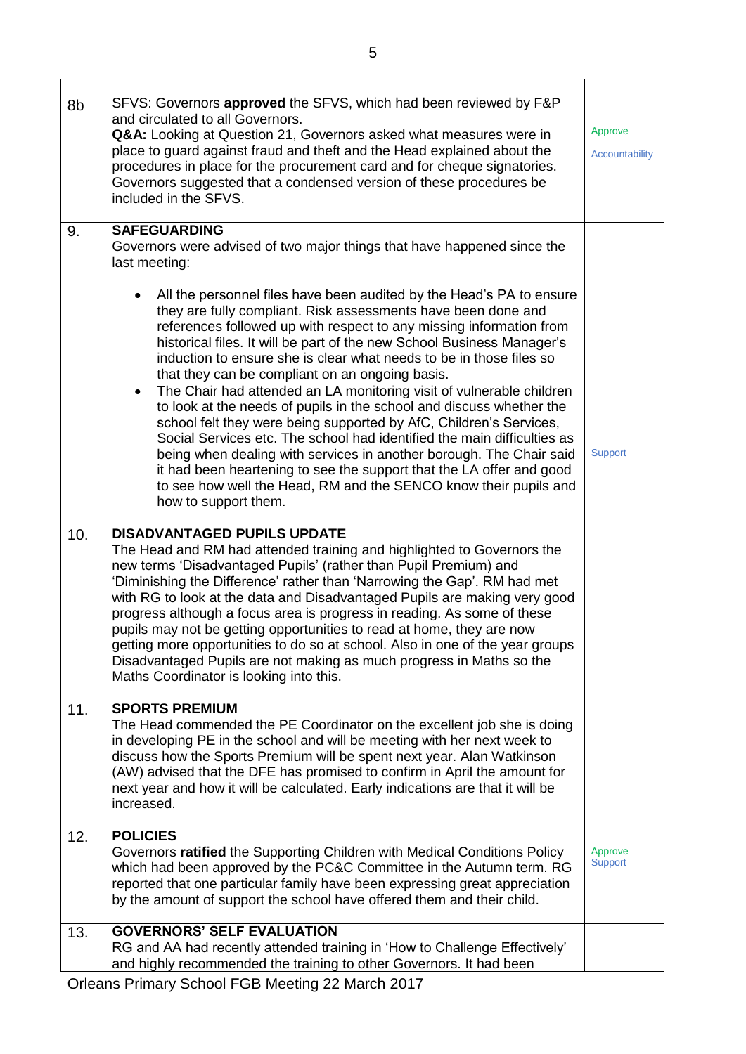| | | |
|---|---|---|
| 8b | SFVS: Governors **approved** the SFVS, which had been reviewed by F&P and circulated to all Governors.<br>**Q&A:** Looking at Question 21, Governors asked what measures were in place to guard against fraud and theft and the Head explained about the procedures in place for the procurement card and for cheque signatories. Governors suggested that a condensed version of these procedures be included in the SFVS. | Approve<br>Accountability |
| 9. | **SAFEGUARDING**<br>Governors were advised of two major things that have happened since the last meeting:<br>• All the personnel files have been audited by the Head's PA to ensure they are fully compliant. Risk assessments have been done and references followed up with respect to any missing information from historical files. It will be part of the new School Business Manager's induction to ensure she is clear what needs to be in those files so that they can be compliant on an ongoing basis.<br>• The Chair had attended an LA monitoring visit of vulnerable children to look at the needs of pupils in the school and discuss whether the school felt they were being supported by AfC, Children's Services, Social Services etc. The school had identified the main difficulties as being when dealing with services in another borough. The Chair said it had been heartening to see the support that the LA offer and good to see how well the Head, RM and the SENCO know their pupils and how to support them. | Support |
| 10. | **DISADVANTAGED PUPILS UPDATE**<br>The Head and RM had attended training and highlighted to Governors the new terms 'Disadvantaged Pupils' (rather than Pupil Premium) and 'Diminishing the Difference' rather than 'Narrowing the Gap'. RM had met with RG to look at the data and Disadvantaged Pupils are making very good progress although a focus area is progress in reading. As some of these pupils may not be getting opportunities to read at home, they are now getting more opportunities to do so at school. Also in one of the year groups Disadvantaged Pupils are not making as much progress in Maths so the Maths Coordinator is looking into this. | |
| 11. | **SPORTS PREMIUM**<br>The Head commended the PE Coordinator on the excellent job she is doing in developing PE in the school and will be meeting with her next week to discuss how the Sports Premium will be spent next year. Alan Watkinson (AW) advised that the DFE has promised to confirm in April the amount for next year and how it will be calculated. Early indications are that it will be increased. | |
| 12. | **POLICIES**<br>Governors **ratified** the Supporting Children with Medical Conditions Policy which had been approved by the PC&C Committee in the Autumn term. RG reported that one particular family have been expressing great appreciation by the amount of support the school have offered them and their child. | Approve<br>Support |
| 13. | **GOVERNORS' SELF EVALUATION**<br>RG and AA had recently attended training in 'How to Challenge Effectively' and highly recommended the training to other Governors. It had been | |

Orleans Primary School FGB Meeting 22 March 2017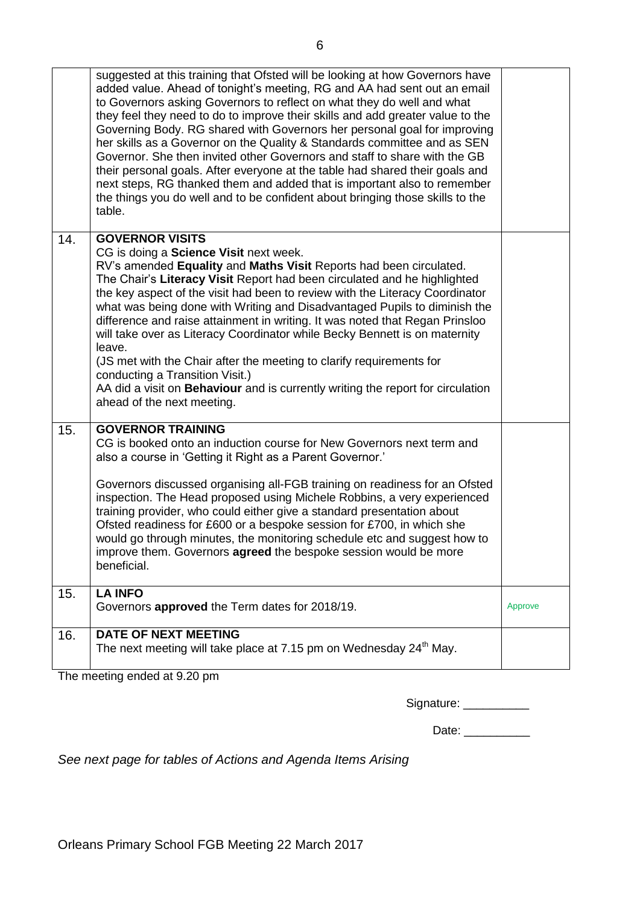| | | |
|---|---|---|
| | suggested at this training that Ofsted will be looking at how Governors have added value. Ahead of tonight's meeting, RG and AA had sent out an email to Governors asking Governors to reflect on what they do well and what they feel they need to do to improve their skills and add greater value to the Governing Body. RG shared with Governors her personal goal for improving her skills as a Governor on the Quality & Standards committee and as SEN Governor. She then invited other Governors and staff to share with the GB their personal goals. After everyone at the table had shared their goals and next steps, RG thanked them and added that is important also to remember the things you do well and to be confident about bringing those skills to the table. | |
| 14. | **GOVERNOR VISITS**<br>CG is doing a **Science Visit** next week.<br>RV's amended **Equality** and **Maths Visit** Reports had been circulated.<br>The Chair's **Literacy Visit** Report had been circulated and he highlighted the key aspect of the visit had been to review with the Literacy Coordinator what was being done with Writing and Disadvantaged Pupils to diminish the difference and raise attainment in writing. It was noted that Regan Prinsloo will take over as Literacy Coordinator while Becky Bennett is on maternity leave.<br>(JS met with the Chair after the meeting to clarify requirements for conducting a Transition Visit.)<br>AA did a visit on **Behaviour** and is currently writing the report for circulation ahead of the next meeting. | |
| 15. | **GOVERNOR TRAINING**<br>CG is booked onto an induction course for New Governors next term and also a course in 'Getting it Right as a Parent Governor.'<br><br>Governors discussed organising all-FGB training on readiness for an Ofsted inspection. The Head proposed using Michele Robbins, a very experienced training provider, who could either give a standard presentation about Ofsted readiness for £600 or a bespoke session for £700, in which she would go through minutes, the monitoring schedule etc and suggest how to improve them. Governors **agreed** the bespoke session would be more beneficial. | |
| 15. | **LA INFO**<br>Governors **approved** the Term dates for 2018/19. | Approve |
| 16. | **DATE OF NEXT MEETING**<br>The next meeting will take place at 7.15 pm on Wednesday 24th May. | |

The meeting ended at 9.20 pm

Signature: __________

Date: __________

*See next page for tables of Actions and Agenda Items Arising*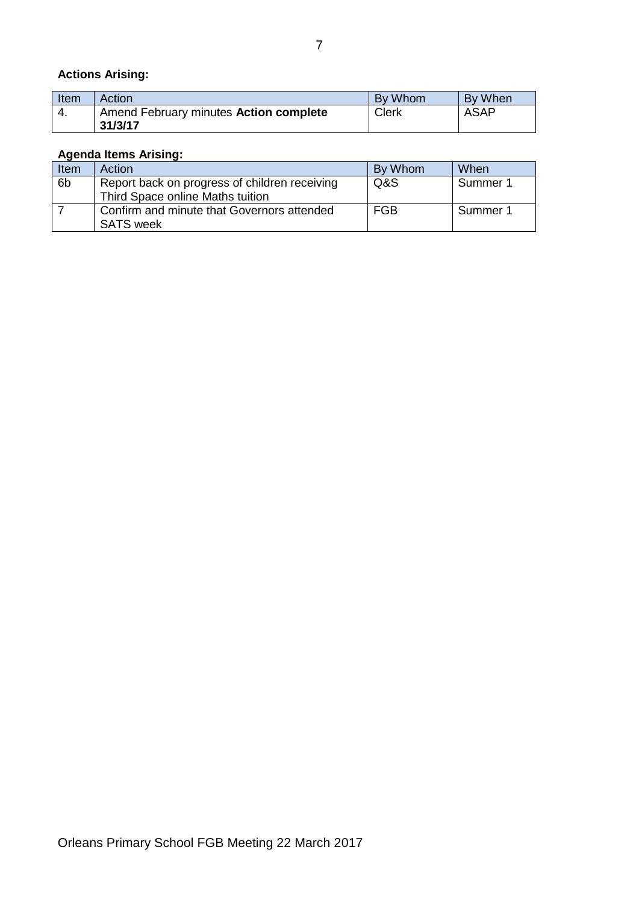**Actions Arising:**

| Item | Action | By Whom | By When |
|---|---|---|---|
| 4. | Amend February minutes **Action complete 31/3/17** | Clerk | ASAP |

**Agenda Items Arising:**

| Item | Action | By Whom | When |
|---|---|---|---|
| 6b | Report back on progress of children receiving Third Space online Maths tuition | Q&S | Summer 1 |
| 7 | Confirm and minute that Governors attended SATS week | FGB | Summer 1 |